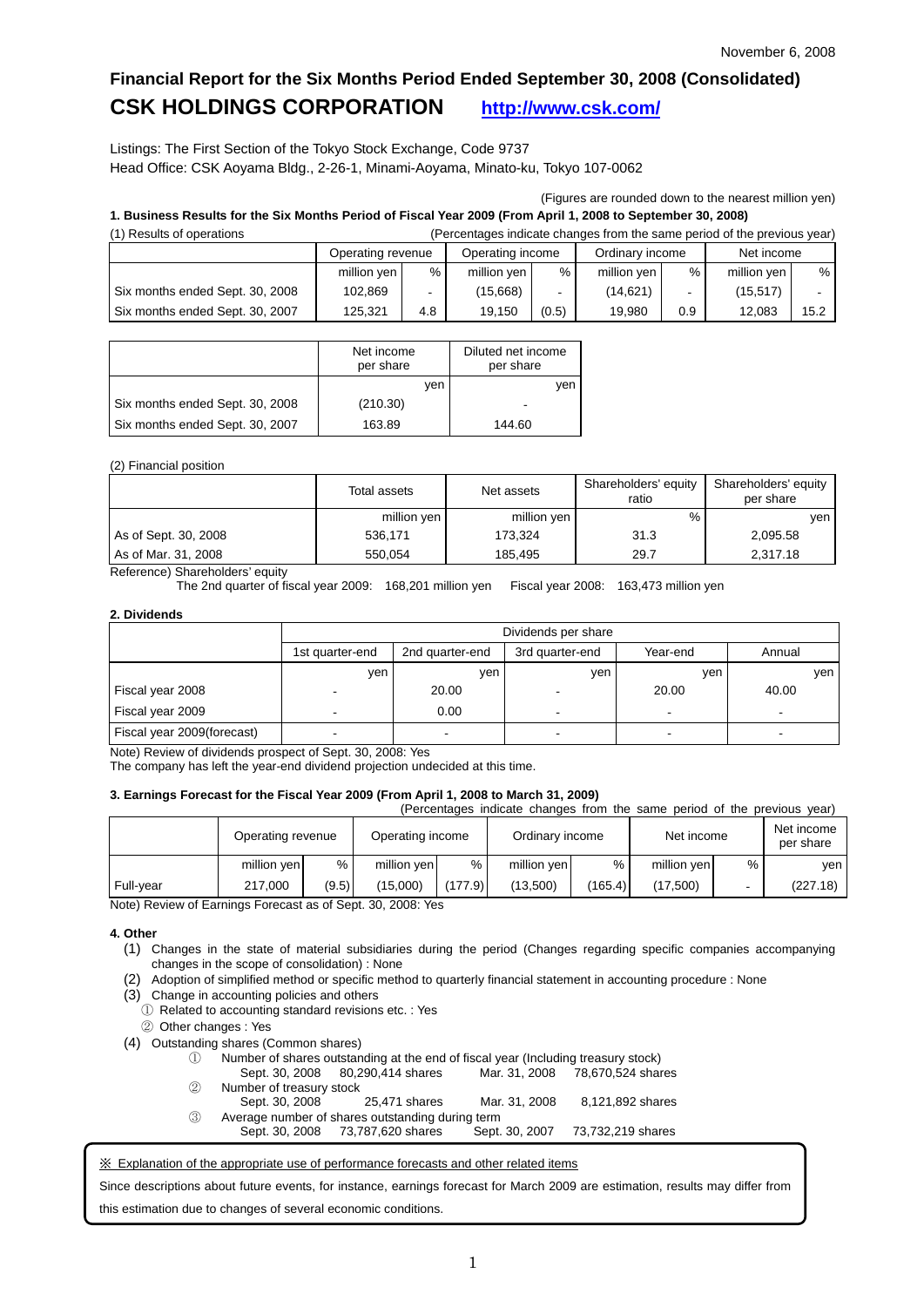November 6, 2008

# Financial Report for the Six Months Period Ended September 30, 2008 (Consolidated)

# CSK HOLDINGS CORPORATION http://www.csk.com/

Listings: The First Section of the Tokyo Stock Exchange, Code 9737
Head Office: CSK Aoyama Bldg., 2-26-1, Minami-Aoyama, Minato-ku, Tokyo 107-0062

(Figures are rounded down to the nearest million yen)

**1. Business Results for the Six Months Period of Fiscal Year 2009 (From April 1, 2008 to September 30, 2008)**

(1) Results of operations (Percentages indicate changes from the same period of the previous year)

| | Operating revenue | | Operating income | | Ordinary income | | Net income | |
|---|---|---|---|---|---|---|---|---|
| | million yen | % | million yen | % | million yen | % | million yen | % |
| Six months ended Sept. 30, 2008 | 102,869 | - | (15,668) | - | (14,621) | - | (15,517) | - |
| Six months ended Sept. 30, 2007 | 125,321 | 4.8 | 19,150 | (0.5) | 19,980 | 0.9 | 12,083 | 15.2 |

| | Net income per share | Diluted net income per share |
|---|---|---|
| | yen | yen |
| Six months ended Sept. 30, 2008 | (210.30) | - |
| Six months ended Sept. 30, 2007 | 163.89 | 144.60 |

(2) Financial position

| | Total assets | Net assets | Shareholders' equity ratio | Shareholders' equity per share |
|---|---|---|---|---|
| | million yen | million yen | % | yen |
| As of Sept. 30, 2008 | 536,171 | 173,324 | 31.3 | 2,095.58 |
| As of Mar. 31, 2008 | 550,054 | 185,495 | 29.7 | 2,317.18 |

Reference) Shareholders' equity
The 2nd quarter of fiscal year 2009: 168,201 million yen Fiscal year 2008: 163,473 million yen

**2. Dividends**

| | Dividends per share | | | | |
|---|---|---|---|---|---|
| | 1st quarter-end | 2nd quarter-end | 3rd quarter-end | Year-end | Annual |
| | yen | yen | yen | yen | yen |
| Fiscal year 2008 | - | 20.00 | - | 20.00 | 40.00 |
| Fiscal year 2009 | - | 0.00 | - | - | - |
| Fiscal year 2009(forecast) | - | - | - | - | - |

Note) Review of dividends prospect of Sept. 30, 2008: Yes
The company has left the year-end dividend projection undecided at this time.

**3. Earnings Forecast for the Fiscal Year 2009 (From April 1, 2008 to March 31, 2009)**

(Percentages indicate changes from the same period of the previous year)

| | Operating revenue | | Operating income | | Ordinary income | | Net income | | Net income per share |
|---|---|---|---|---|---|---|---|---|---|
| | million yen | % | million yen | % | million yen | % | million yen | % | yen |
| Full-year | 217,000 | (9.5) | (15,000) | (177.9) | (13,500) | (165.4) | (17,500) | - | (227.18) |

Note) Review of Earnings Forecast as of Sept. 30, 2008: Yes

**4. Other**

(1) Changes in the state of material subsidiaries during the period (Changes regarding specific companies accompanying changes in the scope of consolidation) : None

(2) Adoption of simplified method or specific method to quarterly financial statement in accounting procedure : None

(3) Change in accounting policies and others
 ① Related to accounting standard revisions etc. : Yes
 ② Other changes : Yes

(4) Outstanding shares (Common shares)
 ① Number of shares outstanding at the end of fiscal year (Including treasury stock)
 Sept. 30, 2008 80,290,414 shares Mar. 31, 2008 78,670,524 shares
 ② Number of treasury stock
 Sept. 30, 2008 25,471 shares Mar. 31, 2008 8,121,892 shares
 ③ Average number of shares outstanding during term
 Sept. 30, 2008 73,787,620 shares Sept. 30, 2007 73,732,219 shares

※ Explanation of the appropriate use of performance forecasts and other related items

Since descriptions about future events, for instance, earnings forecast for March 2009 are estimation, results may differ from this estimation due to changes of several economic conditions.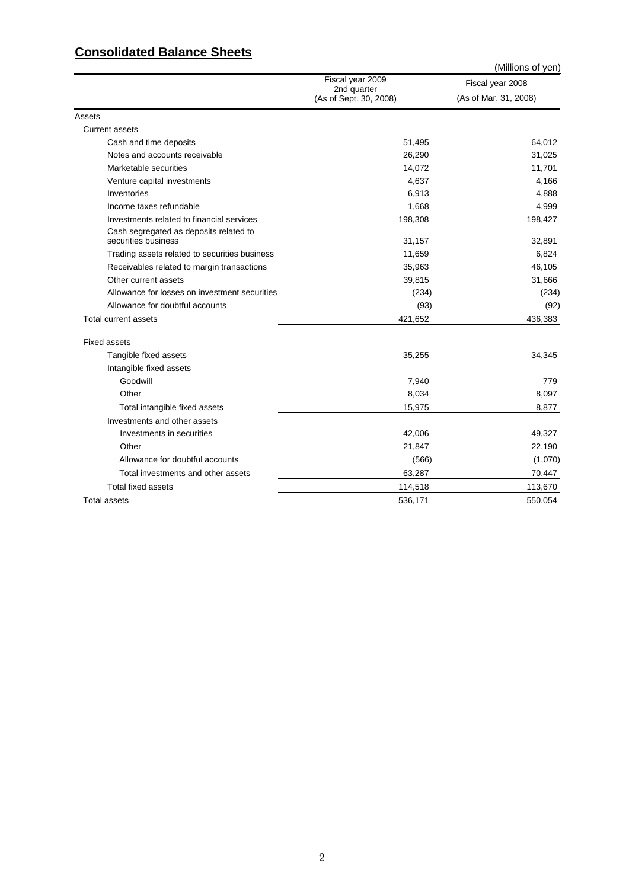## Consolidated Balance Sheets

(Millions of yen)

| | Fiscal year 2009 2nd quarter (As of Sept. 30, 2008) | Fiscal year 2008 (As of Mar. 31, 2008) |
|---|---|---|
| Assets | | |
| Current assets | | |
| Cash and time deposits | 51,495 | 64,012 |
| Notes and accounts receivable | 26,290 | 31,025 |
| Marketable securities | 14,072 | 11,701 |
| Venture capital investments | 4,637 | 4,166 |
| Inventories | 6,913 | 4,888 |
| Income taxes refundable | 1,668 | 4,999 |
| Investments related to financial services | 198,308 | 198,427 |
| Cash segregated as deposits related to securities business | 31,157 | 32,891 |
| Trading assets related to securities business | 11,659 | 6,824 |
| Receivables related to margin transactions | 35,963 | 46,105 |
| Other current assets | 39,815 | 31,666 |
| Allowance for losses on investment securities | (234) | (234) |
| Allowance for doubtful accounts | (93) | (92) |
| Total current assets | 421,652 | 436,383 |
| Fixed assets | | |
| Tangible fixed assets | 35,255 | 34,345 |
| Intangible fixed assets | | |
| Goodwill | 7,940 | 779 |
| Other | 8,034 | 8,097 |
| Total intangible fixed assets | 15,975 | 8,877 |
| Investments and other assets | | |
| Investments in securities | 42,006 | 49,327 |
| Other | 21,847 | 22,190 |
| Allowance for doubtful accounts | (566) | (1,070) |
| Total investments and other assets | 63,287 | 70,447 |
| Total fixed assets | 114,518 | 113,670 |
| Total assets | 536,171 | 550,054 |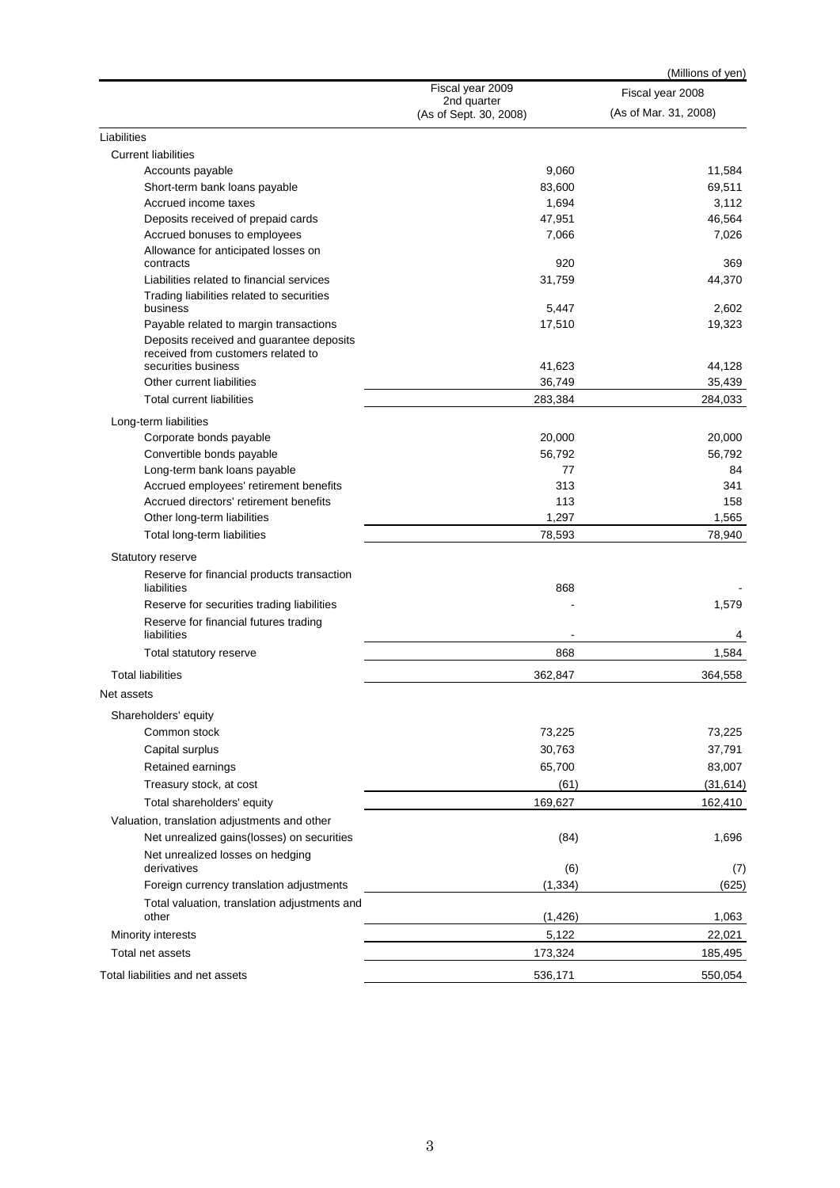(Millions of yen)

| | Fiscal year 2009 2nd quarter (As of Sept. 30, 2008) | Fiscal year 2008 (As of Mar. 31, 2008) |
|---|---|---|
| Liabilities | | |
| Current liabilities | | |
| Accounts payable | 9,060 | 11,584 |
| Short-term bank loans payable | 83,600 | 69,511 |
| Accrued income taxes | 1,694 | 3,112 |
| Deposits received of prepaid cards | 47,951 | 46,564 |
| Accrued bonuses to employees | 7,066 | 7,026 |
| Allowance for anticipated losses on contracts | 920 | 369 |
| Liabilities related to financial services | 31,759 | 44,370 |
| Trading liabilities related to securities business | 5,447 | 2,602 |
| Payable related to margin transactions | 17,510 | 19,323 |
| Deposits received and guarantee deposits received from customers related to securities business | 41,623 | 44,128 |
| Other current liabilities | 36,749 | 35,439 |
| Total current liabilities | 283,384 | 284,033 |
| Long-term liabilities | | |
| Corporate bonds payable | 20,000 | 20,000 |
| Convertible bonds payable | 56,792 | 56,792 |
| Long-term bank loans payable | 77 | 84 |
| Accrued employees' retirement benefits | 313 | 341 |
| Accrued directors' retirement benefits | 113 | 158 |
| Other long-term liabilities | 1,297 | 1,565 |
| Total long-term liabilities | 78,593 | 78,940 |
| Statutory reserve | | |
| Reserve for financial products transaction liabilities | 868 | - |
| Reserve for securities trading liabilities | - | 1,579 |
| Reserve for financial futures trading liabilities | - | 4 |
| Total statutory reserve | 868 | 1,584 |
| Total liabilities | 362,847 | 364,558 |
| Net assets | | |
| Shareholders' equity | | |
| Common stock | 73,225 | 73,225 |
| Capital surplus | 30,763 | 37,791 |
| Retained earnings | 65,700 | 83,007 |
| Treasury stock, at cost | (61) | (31,614) |
| Total shareholders' equity | 169,627 | 162,410 |
| Valuation, translation adjustments and other | | |
| Net unrealized gains(losses) on securities | (84) | 1,696 |
| Net unrealized losses on hedging derivatives | (6) | (7) |
| Foreign currency translation adjustments | (1,334) | (625) |
| Total valuation, translation adjustments and other | (1,426) | 1,063 |
| Minority interests | 5,122 | 22,021 |
| Total net assets | 173,324 | 185,495 |
| Total liabilities and net assets | 536,171 | 550,054 |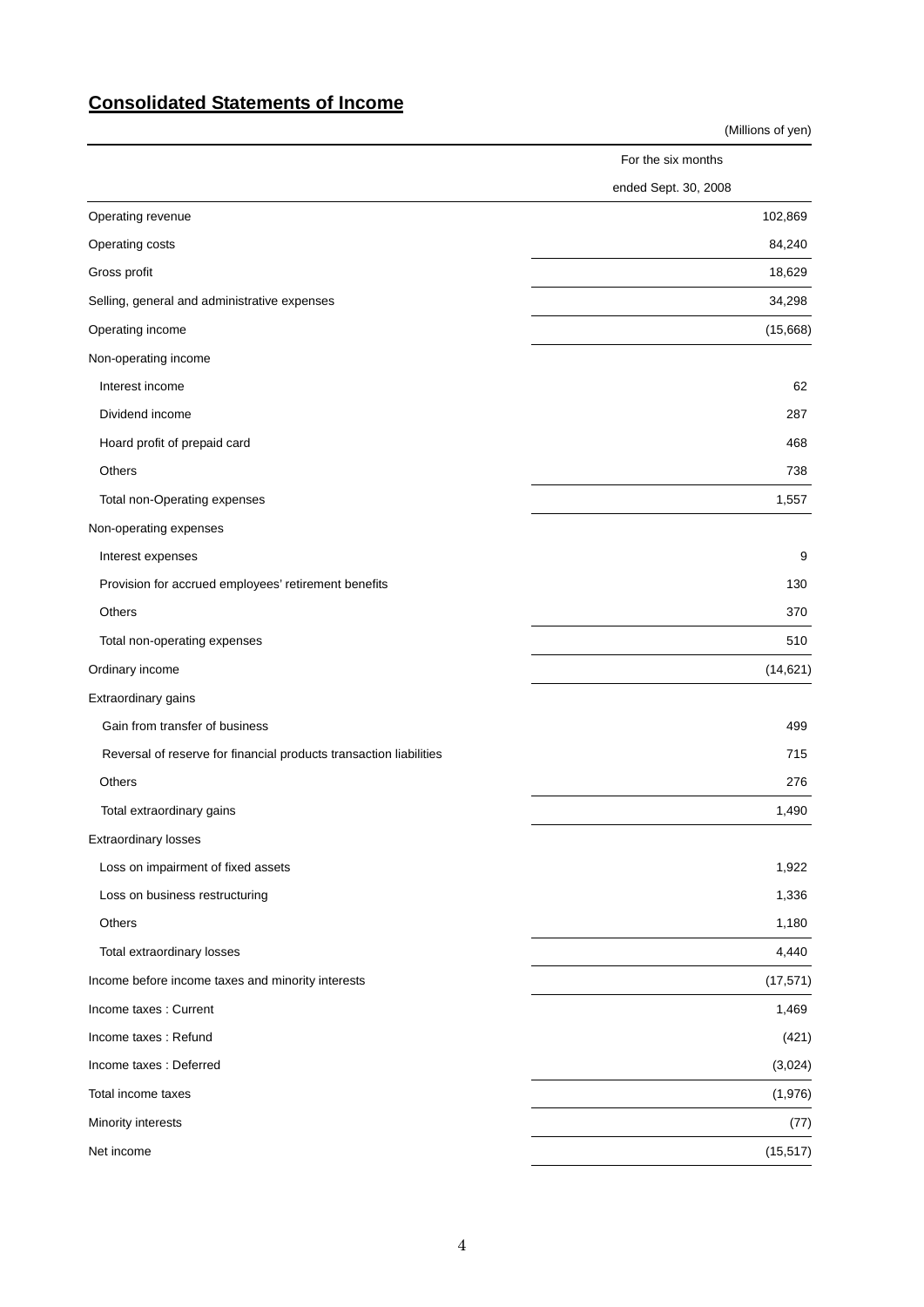## Consolidated Statements of Income

(Millions of yen)

| | For the six months ended Sept. 30, 2008 |
|---|---|
| Operating revenue | 102,869 |
| Operating costs | 84,240 |
| Gross profit | 18,629 |
| Selling, general and administrative expenses | 34,298 |
| Operating income | (15,668) |
| Non-operating income | |
| Interest income | 62 |
| Dividend income | 287 |
| Hoard profit of prepaid card | 468 |
| Others | 738 |
| Total non-Operating expenses | 1,557 |
| Non-operating expenses | |
| Interest expenses | 9 |
| Provision for accrued employees' retirement benefits | 130 |
| Others | 370 |
| Total non-operating expenses | 510 |
| Ordinary income | (14,621) |
| Extraordinary gains | |
| Gain from transfer of business | 499 |
| Reversal of reserve for financial products transaction liabilities | 715 |
| Others | 276 |
| Total extraordinary gains | 1,490 |
| Extraordinary losses | |
| Loss on impairment of fixed assets | 1,922 |
| Loss on business restructuring | 1,336 |
| Others | 1,180 |
| Total extraordinary losses | 4,440 |
| Income before income taxes and minority interests | (17,571) |
| Income taxes : Current | 1,469 |
| Income taxes : Refund | (421) |
| Income taxes : Deferred | (3,024) |
| Total income taxes | (1,976) |
| Minority interests | (77) |
| Net income | (15,517) |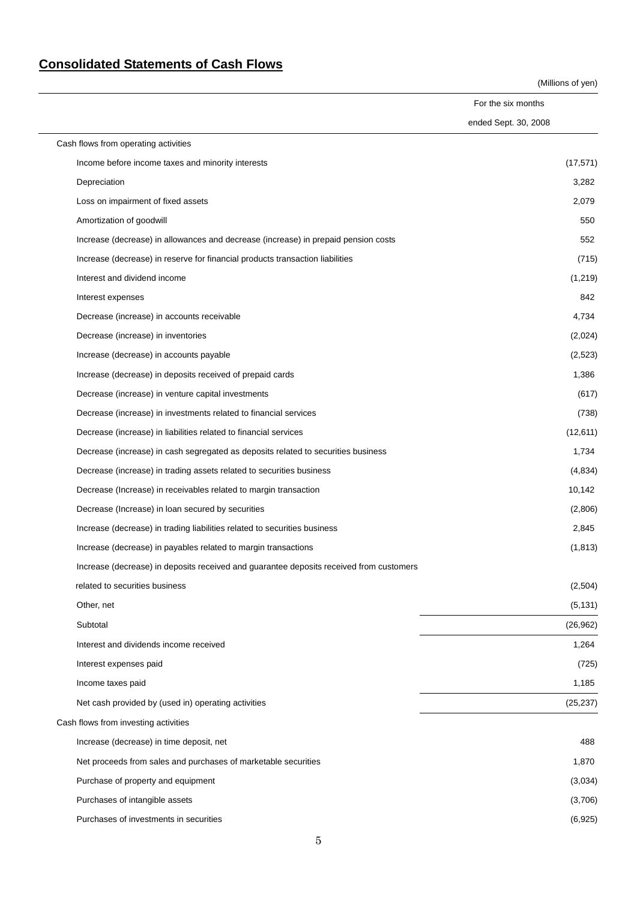## Consolidated Statements of Cash Flows

(Millions of yen)

| | For the six months ended Sept. 30, 2008 |
|---|---|
| Cash flows from operating activities | |
| Income before income taxes and minority interests | (17,571) |
| Depreciation | 3,282 |
| Loss on impairment of fixed assets | 2,079 |
| Amortization of goodwill | 550 |
| Increase (decrease) in allowances and decrease (increase) in prepaid pension costs | 552 |
| Increase (decrease) in reserve for financial products transaction liabilities | (715) |
| Interest and dividend income | (1,219) |
| Interest expenses | 842 |
| Decrease (increase) in accounts receivable | 4,734 |
| Decrease (increase) in inventories | (2,024) |
| Increase (decrease) in accounts payable | (2,523) |
| Increase (decrease) in deposits received of prepaid cards | 1,386 |
| Decrease (increase) in venture capital investments | (617) |
| Decrease (increase) in investments related to financial services | (738) |
| Decrease (increase) in liabilities related to financial services | (12,611) |
| Decrease (increase) in cash segregated as deposits related to securities business | 1,734 |
| Decrease (increase) in trading assets related to securities business | (4,834) |
| Decrease (Increase) in receivables related to margin transaction | 10,142 |
| Decrease (Increase) in loan secured by securities | (2,806) |
| Increase (decrease) in trading liabilities related to securities business | 2,845 |
| Increase (decrease) in payables related to margin transactions | (1,813) |
| Increase (decrease) in deposits received and guarantee deposits received from customers related to securities business | (2,504) |
| Other, net | (5,131) |
| Subtotal | (26,962) |
| Interest and dividends income received | 1,264 |
| Interest expenses paid | (725) |
| Income taxes paid | 1,185 |
| Net cash provided by (used in) operating activities | (25,237) |
| Cash flows from investing activities | |
| Increase (decrease) in time deposit, net | 488 |
| Net proceeds from sales and purchases of marketable securities | 1,870 |
| Purchase of property and equipment | (3,034) |
| Purchases of intangible assets | (3,706) |
| Purchases of investments in securities | (6,925) |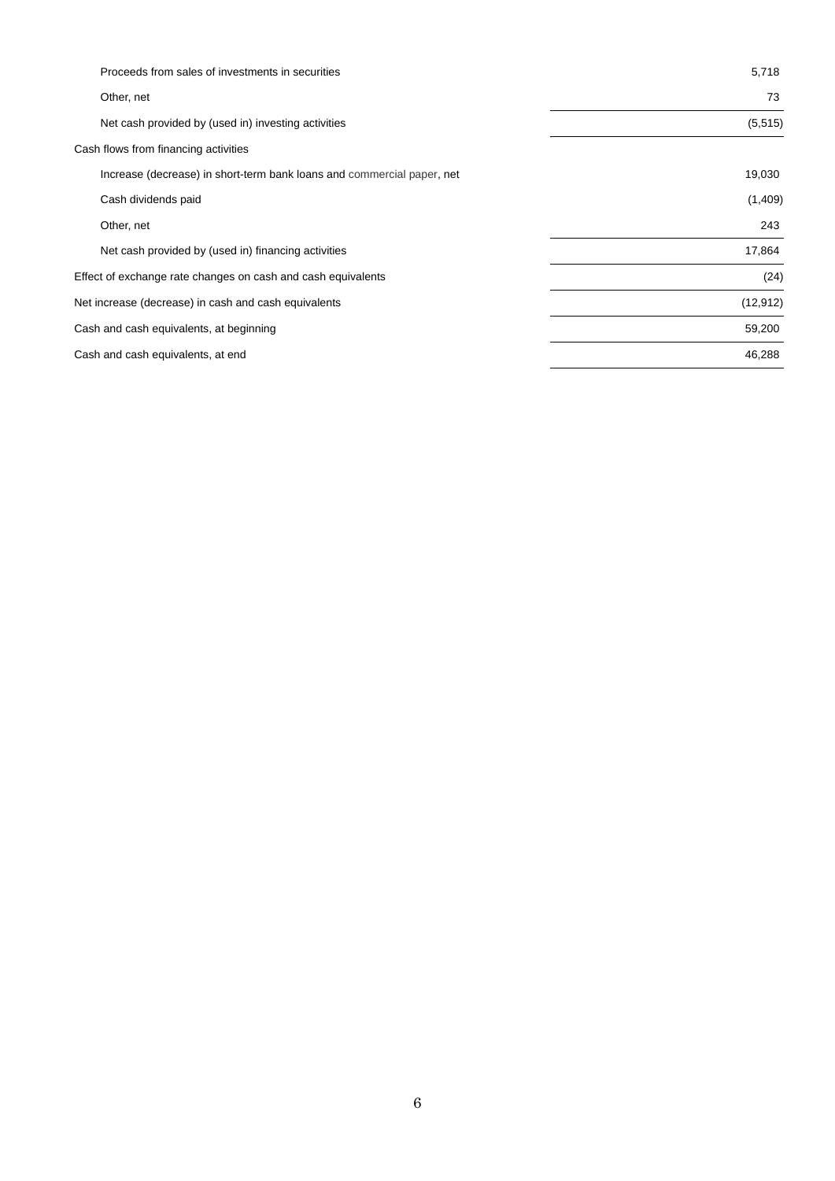| | |
|---|---|
| Proceeds from sales of investments in securities | 5,718 |
| Other, net | 73 |
| Net cash provided by (used in) investing activities | (5,515) |
| Cash flows from financing activities | |
| Increase (decrease) in short-term bank loans and commercial paper, net | 19,030 |
| Cash dividends paid | (1,409) |
| Other, net | 243 |
| Net cash provided by (used in) financing activities | 17,864 |
| Effect of exchange rate changes on cash and cash equivalents | (24) |
| Net increase (decrease) in cash and cash equivalents | (12,912) |
| Cash and cash equivalents, at beginning | 59,200 |
| Cash and cash equivalents, at end | 46,288 |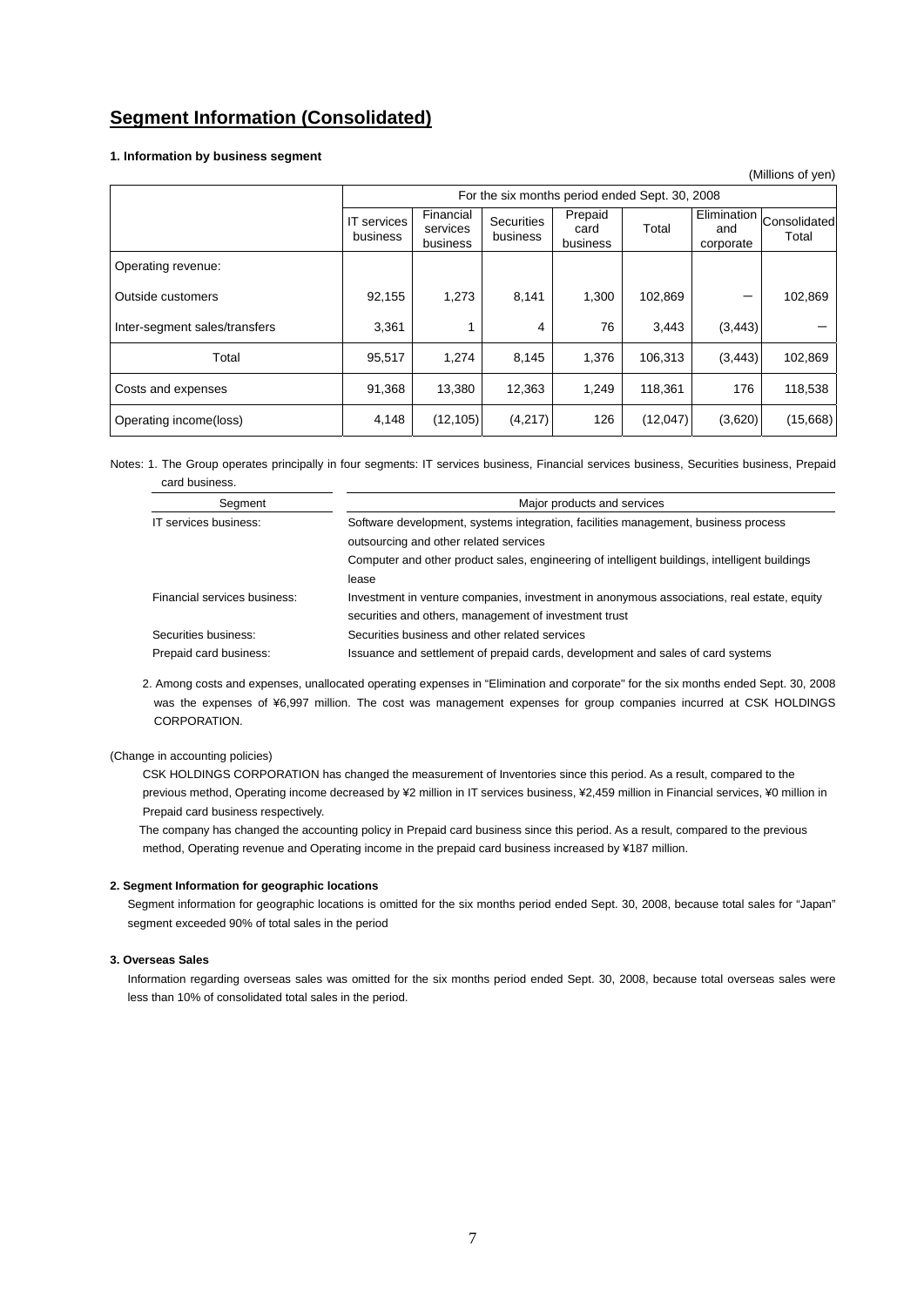## Segment Information (Consolidated)

**1. Information by business segment**

(Millions of yen)

| | For the six months period ended Sept. 30, 2008 | | | | | | |
|---|---|---|---|---|---|---|---|
| | IT services business | Financial services business | Securities business | Prepaid card business | Total | Elimination and corporate | Consolidated Total |
| Operating revenue: | | | | | | | |
| Outside customers | 92,155 | 1,273 | 8,141 | 1,300 | 102,869 | ― | 102,869 |
| Inter-segment sales/transfers | 3,361 | 1 | 4 | 76 | 3,443 | (3,443) | ― |
| Total | 95,517 | 1,274 | 8,145 | 1,376 | 106,313 | (3,443) | 102,869 |
| Costs and expenses | 91,368 | 13,380 | 12,363 | 1,249 | 118,361 | 176 | 118,538 |
| Operating income(loss) | 4,148 | (12,105) | (4,217) | 126 | (12,047) | (3,620) | (15,668) |

Notes: 1. The Group operates principally in four segments: IT services business, Financial services business, Securities business, Prepaid card business.

| Segment | Major products and services |
|---|---|
| IT services business: | Software development, systems integration, facilities management, business process outsourcing and other related services |
| | Computer and other product sales, engineering of intelligent buildings, intelligent buildings lease |
| Financial services business: | Investment in venture companies, investment in anonymous associations, real estate, equity securities and others, management of investment trust |
| Securities business: | Securities business and other related services |
| Prepaid card business: | Issuance and settlement of prepaid cards, development and sales of card systems |

2. Among costs and expenses, unallocated operating expenses in "Elimination and corporate" for the six months ended Sept. 30, 2008 was the expenses of ¥6,997 million. The cost was management expenses for group companies incurred at CSK HOLDINGS CORPORATION.

(Change in accounting policies)

CSK HOLDINGS CORPORATION has changed the measurement of Inventories since this period. As a result, compared to the previous method, Operating income decreased by ¥2 million in IT services business, ¥2,459 million in Financial services, ¥0 million in Prepaid card business respectively.

The company has changed the accounting policy in Prepaid card business since this period. As a result, compared to the previous method, Operating revenue and Operating income in the prepaid card business increased by ¥187 million.

**2. Segment Information for geographic locations**

Segment information for geographic locations is omitted for the six months period ended Sept. 30, 2008, because total sales for "Japan" segment exceeded 90% of total sales in the period

**3. Overseas Sales**

Information regarding overseas sales was omitted for the six months period ended Sept. 30, 2008, because total overseas sales were less than 10% of consolidated total sales in the period.